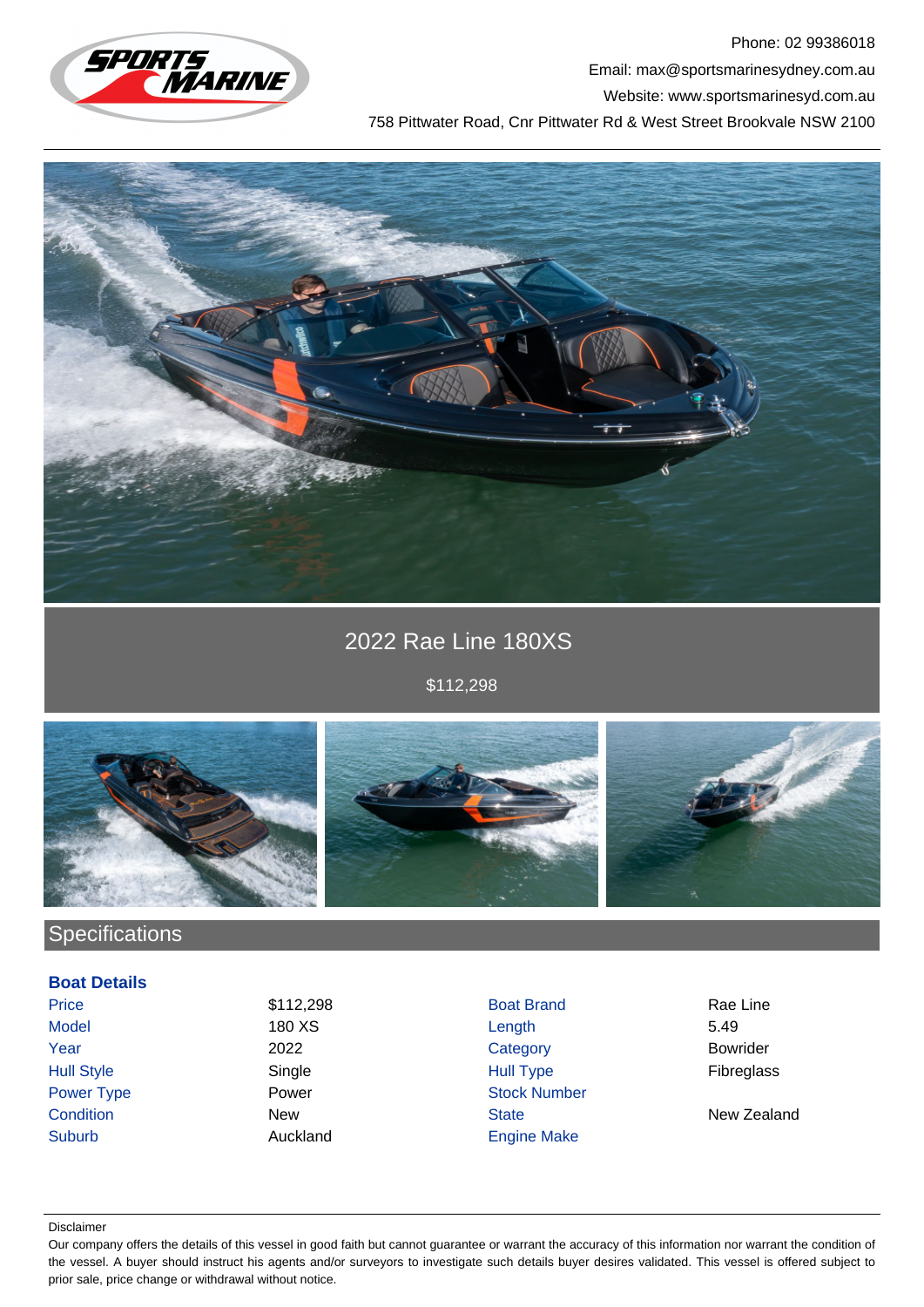Phone: 02 99386018

Email: max@sportsmarinesydney.com.au

Website: www.sportsmarinesyd.com.au

758 Pittwater Road, Cnr Pittwater Rd & West Street Brookvale NSW 2100

# 2022 Rae Line 180XS

$112,298

## Specifications

### Boat Details

| | | | |
|---|---|---|---|
| Price | $112,298 | Boat Brand | Rae Line |
| Model | 180 XS | Length | 5.49 |
| Year | 2022 | Category | Bowrider |
| Hull Style | Single | Hull Type | Fibreglass |
| Power Type | Power | Stock Number | |
| Condition | New | State | New Zealand |
| Suburb | Auckland | Engine Make | |

Disclaimer

Our company offers the details of this vessel in good faith but cannot guarantee or warrant the accuracy of this information nor warrant the condition of the vessel. A buyer should instruct his agents and/or surveyors to investigate such details buyer desires validated. This vessel is offered subject to prior sale, price change or withdrawal without notice.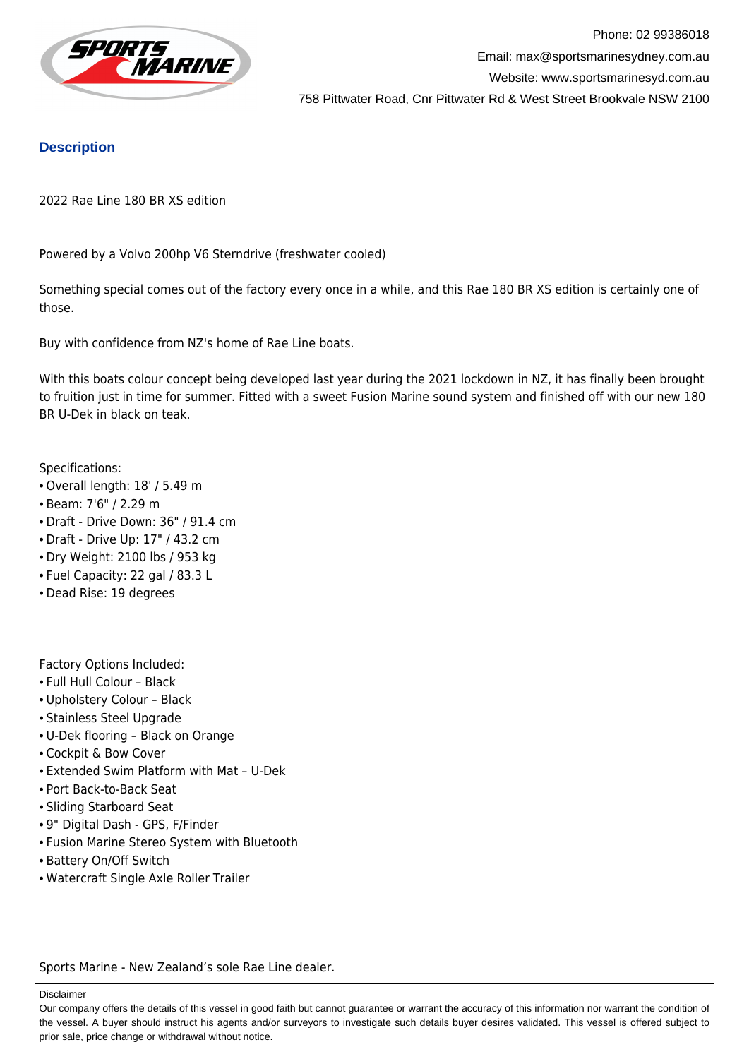Phone: 02 99386018

Email: max@sportsmarinesydney.com.au

Website: www.sportsmarinesyd.com.au

758 Pittwater Road, Cnr Pittwater Rd & West Street Brookvale NSW 2100

## Description

2022 Rae Line 180 BR XS edition

Powered by a Volvo 200hp V6 Sterndrive (freshwater cooled)

Something special comes out of the factory every once in a while, and this Rae 180 BR XS edition is certainly one of those.

Buy with confidence from NZ's home of Rae Line boats.

With this boats colour concept being developed last year during the 2021 lockdown in NZ, it has finally been brought to fruition just in time for summer. Fitted with a sweet Fusion Marine sound system and finished off with our new 180 BR U-Dek in black on teak.

Specifications:

- Overall length: 18' / 5.49 m
- Beam: 7'6" / 2.29 m
- Draft - Drive Down: 36" / 91.4 cm
- Draft - Drive Up: 17" / 43.2 cm
- Dry Weight: 2100 lbs / 953 kg
- Fuel Capacity: 22 gal / 83.3 L
- Dead Rise: 19 degrees

Factory Options Included:

- Full Hull Colour – Black
- Upholstery Colour – Black
- Stainless Steel Upgrade
- U-Dek flooring – Black on Orange
- Cockpit & Bow Cover
- Extended Swim Platform with Mat – U-Dek
- Port Back-to-Back Seat
- Sliding Starboard Seat
- 9" Digital Dash - GPS, F/Finder
- Fusion Marine Stereo System with Bluetooth
- Battery On/Off Switch
- Watercraft Single Axle Roller Trailer

Sports Marine - New Zealand's sole Rae Line dealer.

Disclaimer

Our company offers the details of this vessel in good faith but cannot guarantee or warrant the accuracy of this information nor warrant the condition of the vessel. A buyer should instruct his agents and/or surveyors to investigate such details buyer desires validated. This vessel is offered subject to prior sale, price change or withdrawal without notice.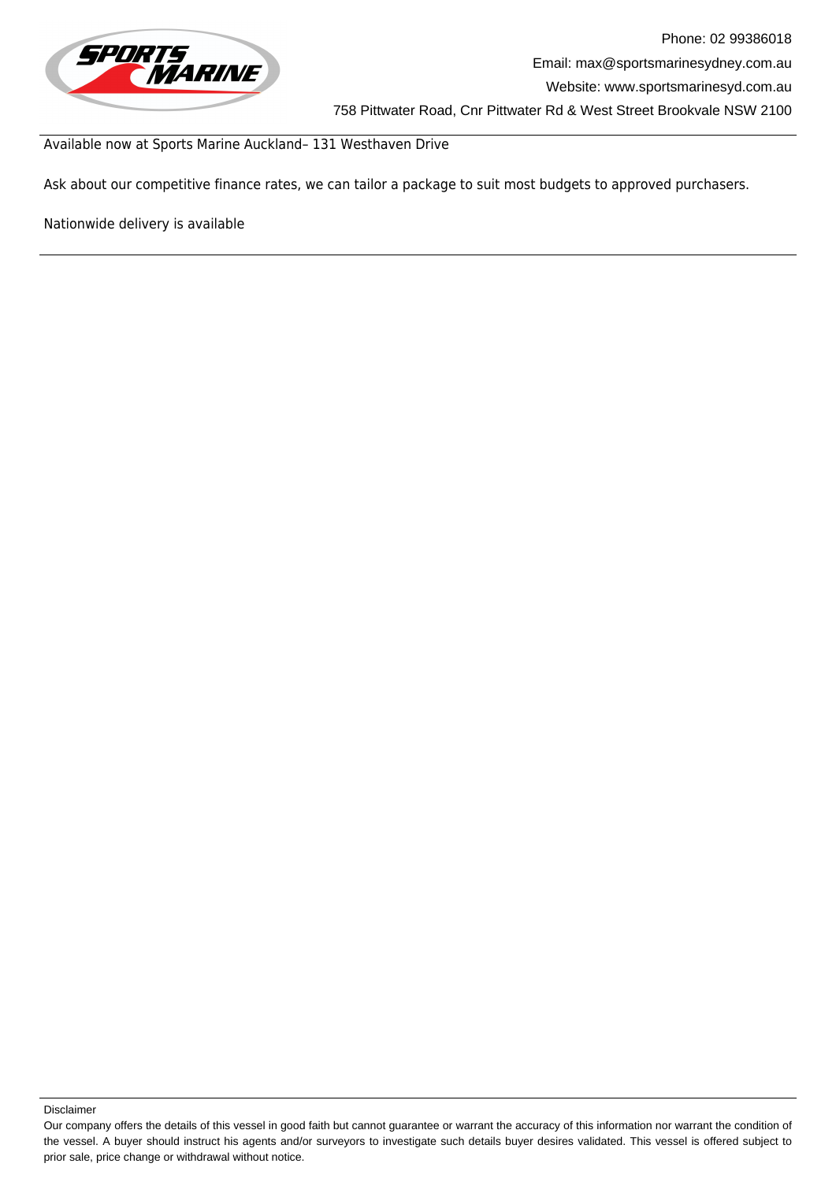Available now at Sports Marine Auckland– 131 Westhaven Drive

Ask about our competitive finance rates, we can tailor a package to suit most budgets to approved purchasers.

Nationwide delivery is available

Disclaimer

Our company offers the details of this vessel in good faith but cannot guarantee or warrant the accuracy of this information nor warrant the condition of the vessel. A buyer should instruct his agents and/or surveyors to investigate such details buyer desires validated. This vessel is offered subject to prior sale, price change or withdrawal without notice.